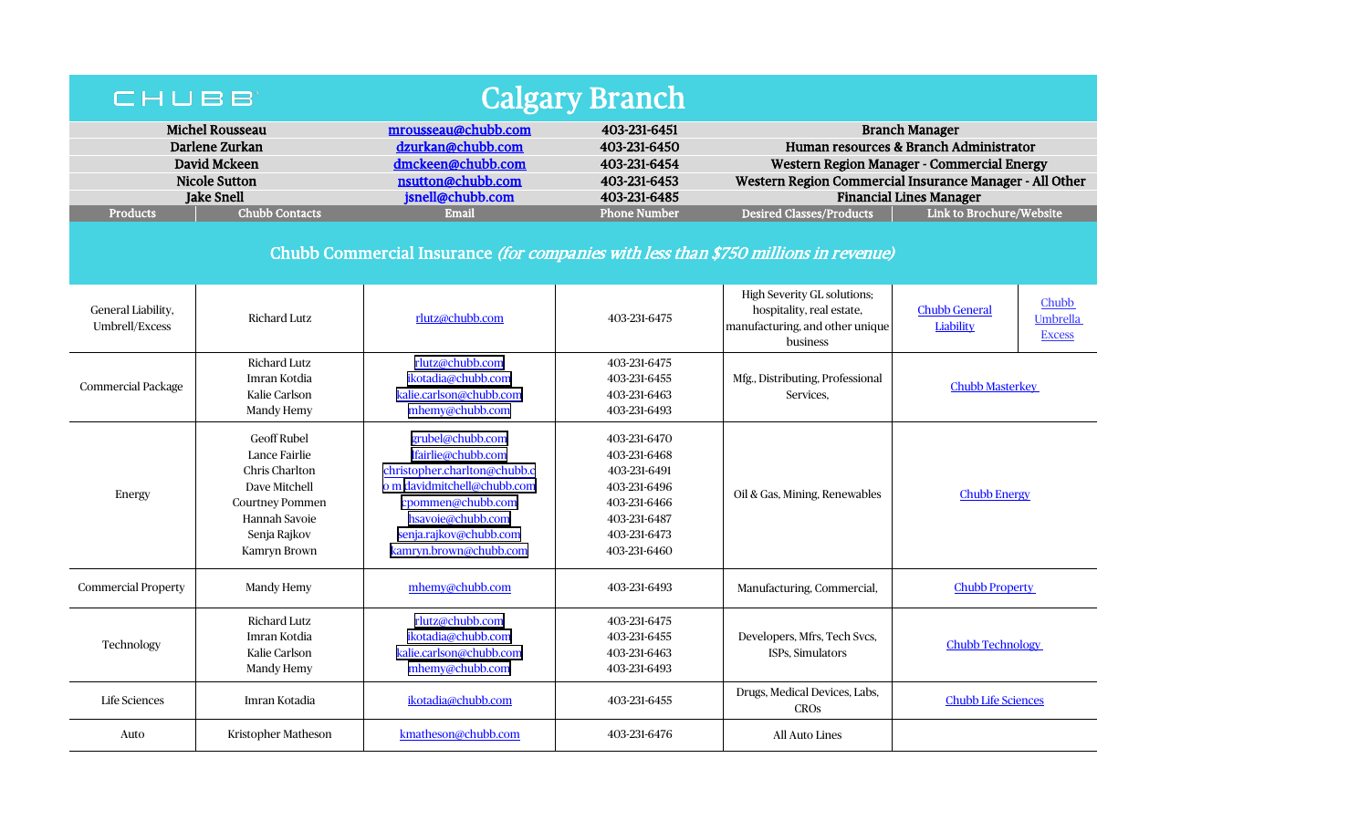# CHUBB — Calgary Branch

| Name | Email | Phone | Title |
|---|---|---|---|
| Michel Rousseau | mrousseau@chubb.com | 403-231-6451 | Branch Manager |
| Darlene Zurkan | dzurkan@chubb.com | 403-231-6450 | Human resources & Branch Administrator |
| David Mckeen | dmckeen@chubb.com | 403-231-6454 | Western Region Manager - Commercial Energy |
| Nicole Sutton | nsutton@chubb.com | 403-231-6453 | Western Region Commercial Insurance Manager - All Other |
| Jake Snell | jsnell@chubb.com | 403-231-6485 | Financial Lines Manager |

## Chubb Commercial Insurance *(for companies with less than $750 millions in revenue)*

| Products | Chubb Contacts | Email | Phone Number | Desired Classes/Products | Link to Brochure/Website | |
|---|---|---|---|---|---|---|
| General Liability, Umbrell/Excess | Richard Lutz | rlutz@chubb.com | 403-231-6475 | High Severity GL solutions; hospitality, real estate, manufacturing, and other unique business | Chubb General Liability | Chubb Umbrella Excess |
| Commercial Package | Richard Lutz<br>Imran Kotdia<br>Kalie Carlson<br>Mandy Hemy | rlutz@chubb.com<br>ikotadia@chubb.com<br>kalie.carlson@chubb.com<br>mhemy@chubb.com | 403-231-6475<br>403-231-6455<br>403-231-6463<br>403-231-6493 | Mfg., Distributing, Professional Services, | Chubb Masterkey | |
| Energy | Geoff Rubel<br>Lance Fairlie<br>Chris Charlton<br>Dave Mitchell<br>Courtney Pommen<br>Hannah Savoie<br>Senja Rajkov<br>Kamryn Brown | grubel@chubb.com<br>lfairlie@chubb.com<br>christopher.charlton@chubb.com<br>davidmitchell@chubb.com<br>cpommen@chubb.com<br>hsavoie@chubb.com<br>senja.rajkov@chubb.com<br>kamryn.brown@chubb.com | 403-231-6470<br>403-231-6468<br>403-231-6491<br>403-231-6496<br>403-231-6466<br>403-231-6487<br>403-231-6473<br>403-231-6460 | Oil & Gas, Mining, Renewables | Chubb Energy | |
| Commercial Property | Mandy Hemy | mhemy@chubb.com | 403-231-6493 | Manufacturing, Commercial, | Chubb Property | |
| Technology | Richard Lutz<br>Imran Kotdia<br>Kalie Carlson<br>Mandy Hemy | rlutz@chubb.com<br>ikotadia@chubb.com<br>kalie.carlson@chubb.com<br>mhemy@chubb.com | 403-231-6475<br>403-231-6455<br>403-231-6463<br>403-231-6493 | Developers, Mfrs, Tech Svcs, ISPs, Simulators | Chubb Technology | |
| Life Sciences | Imran Kotadia | ikotadia@chubb.com | 403-231-6455 | Drugs, Medical Devices, Labs, CROs | Chubb Life Sciences | |
| Auto | Kristopher Matheson | kmatheson@chubb.com | 403-231-6476 | All Auto Lines | | |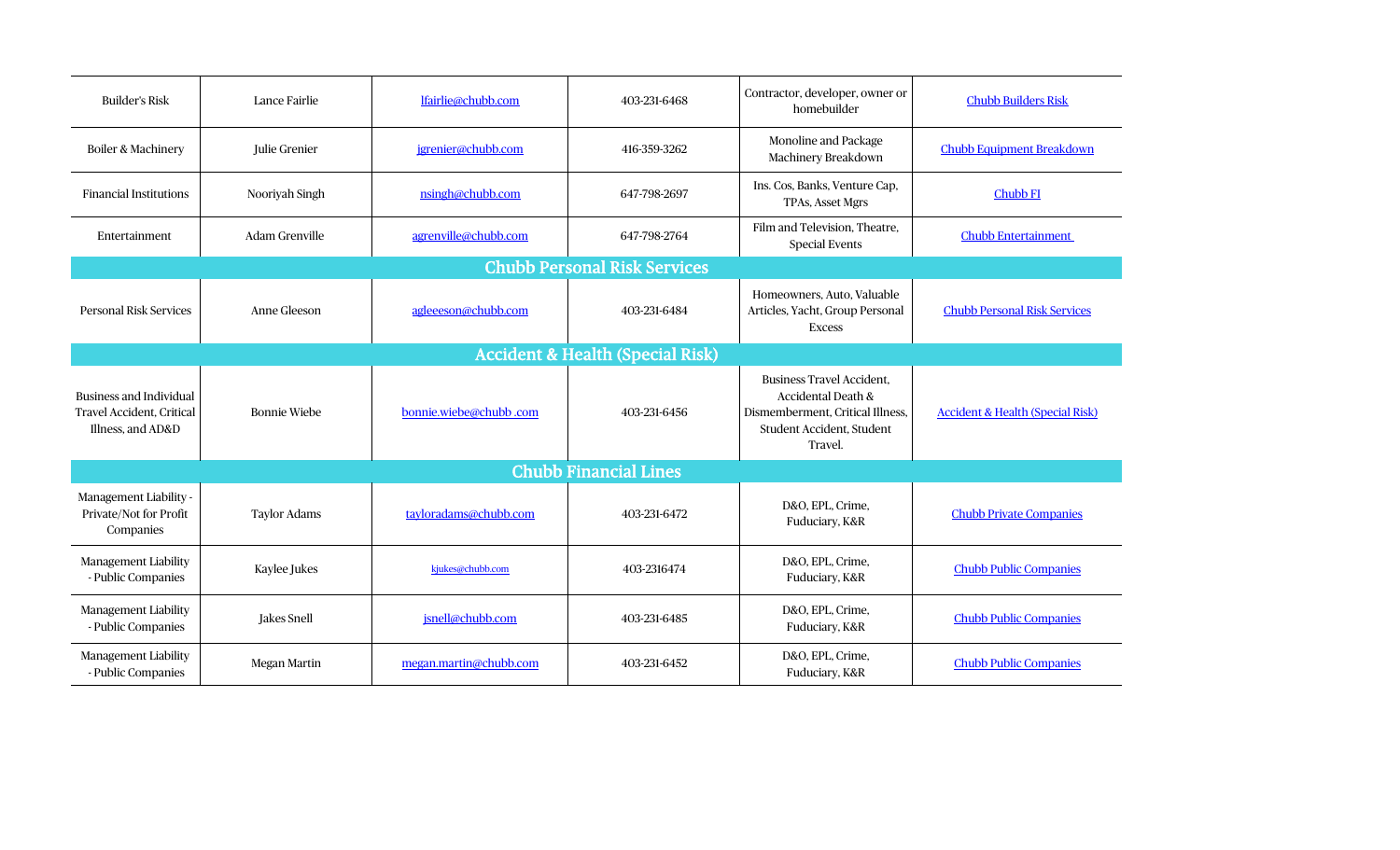| | | | | | |
|---|---|---|---|---|---|
| Builder's Risk | Lance Fairlie | lfairlie@chubb.com | 403-231-6468 | Contractor, developer, owner or homebuilder | Chubb Builders Risk |
| Boiler & Machinery | Julie Grenier | jgrenier@chubb.com | 416-359-3262 | Monoline and Package Machinery Breakdown | Chubb Equipment Breakdown |
| Financial Institutions | Nooriyah Singh | nsingh@chubb.com | 647-798-2697 | Ins. Cos, Banks, Venture Cap, TPAs, Asset Mgrs | Chubb FI |
| Entertainment | Adam Grenville | agrenville@chubb.com | 647-798-2764 | Film and Television, Theatre, Special Events | Chubb Entertainment |
| **Chubb Personal Risk Services** | | | | | |
| Personal Risk Services | Anne Gleeson | agleeeson@chubb.com | 403-231-6484 | Homeowners, Auto, Valuable Articles, Yacht, Group Personal Excess | Chubb Personal Risk Services |
| **Accident & Health (Special Risk)** | | | | | |
| Business and Individual Travel Accident, Critical Illness, and AD&D | Bonnie Wiebe | bonnie.wiebe@chubb .com | 403-231-6456 | Business Travel Accident, Accidental Death & Dismemberment, Critical Illness, Student Accident, Student Travel. | Accident & Health (Special Risk) |
| **Chubb Financial Lines** | | | | | |
| Management Liability - Private/Not for Profit Companies | Taylor Adams | tayloradams@chubb.com | 403-231-6472 | D&O, EPL, Crime, Fuduciary, K&R | Chubb Private Companies |
| Management Liability - Public Companies | Kaylee Jukes | kjukes@chubb.com | 403-2316474 | D&O, EPL, Crime, Fuduciary, K&R | Chubb Public Companies |
| Management Liability - Public Companies | Jakes Snell | jsnell@chubb.com | 403-231-6485 | D&O, EPL, Crime, Fuduciary, K&R | Chubb Public Companies |
| Management Liability - Public Companies | Megan Martin | megan.martin@chubb.com | 403-231-6452 | D&O, EPL, Crime, Fuduciary, K&R | Chubb Public Companies |